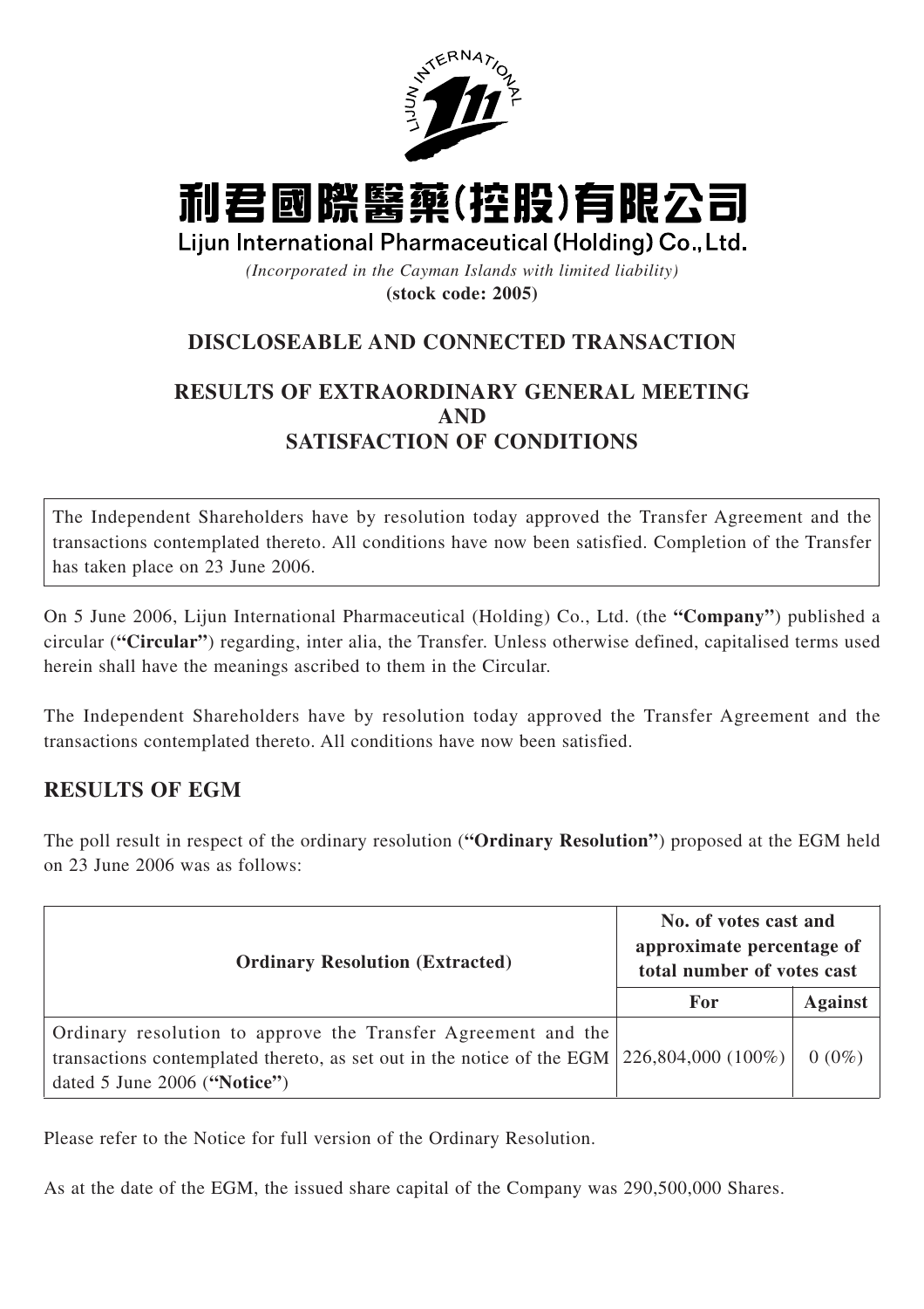# 利君國際醫藥(控股)有限公司

# Lijun International Pharmaceutical (Holding) Co., Ltd.

*(Incorporated in the Cayman Islands with limited liability)*

**(stock code: 2005)**

## DISCLOSEABLE AND CONNECTED TRANSACTION

## RESULTS OF EXTRAORDINARY GENERAL MEETING AND SATISFACTION OF CONDITIONS

The Independent Shareholders have by resolution today approved the Transfer Agreement and the transactions contemplated thereto. All conditions have now been satisfied. Completion of the Transfer has taken place on 23 June 2006.

On 5 June 2006, Lijun International Pharmaceutical (Holding) Co., Ltd. (the **"Company"**) published a circular (**"Circular"**) regarding, inter alia, the Transfer. Unless otherwise defined, capitalised terms used herein shall have the meanings ascribed to them in the Circular.

The Independent Shareholders have by resolution today approved the Transfer Agreement and the transactions contemplated thereto. All conditions have now been satisfied.

## RESULTS OF EGM

The poll result in respect of the ordinary resolution (**"Ordinary Resolution"**) proposed at the EGM held on 23 June 2006 was as follows:

| Ordinary Resolution (Extracted) | No. of votes cast and approximate percentage of total number of votes cast | |
|---|---|---|
| | For | Against |
| Ordinary resolution to approve the Transfer Agreement and the transactions contemplated thereto, as set out in the notice of the EGM dated 5 June 2006 (**"Notice"**) | 226,804,000 (100%) | 0 (0%) |

Please refer to the Notice for full version of the Ordinary Resolution.

As at the date of the EGM, the issued share capital of the Company was 290,500,000 Shares.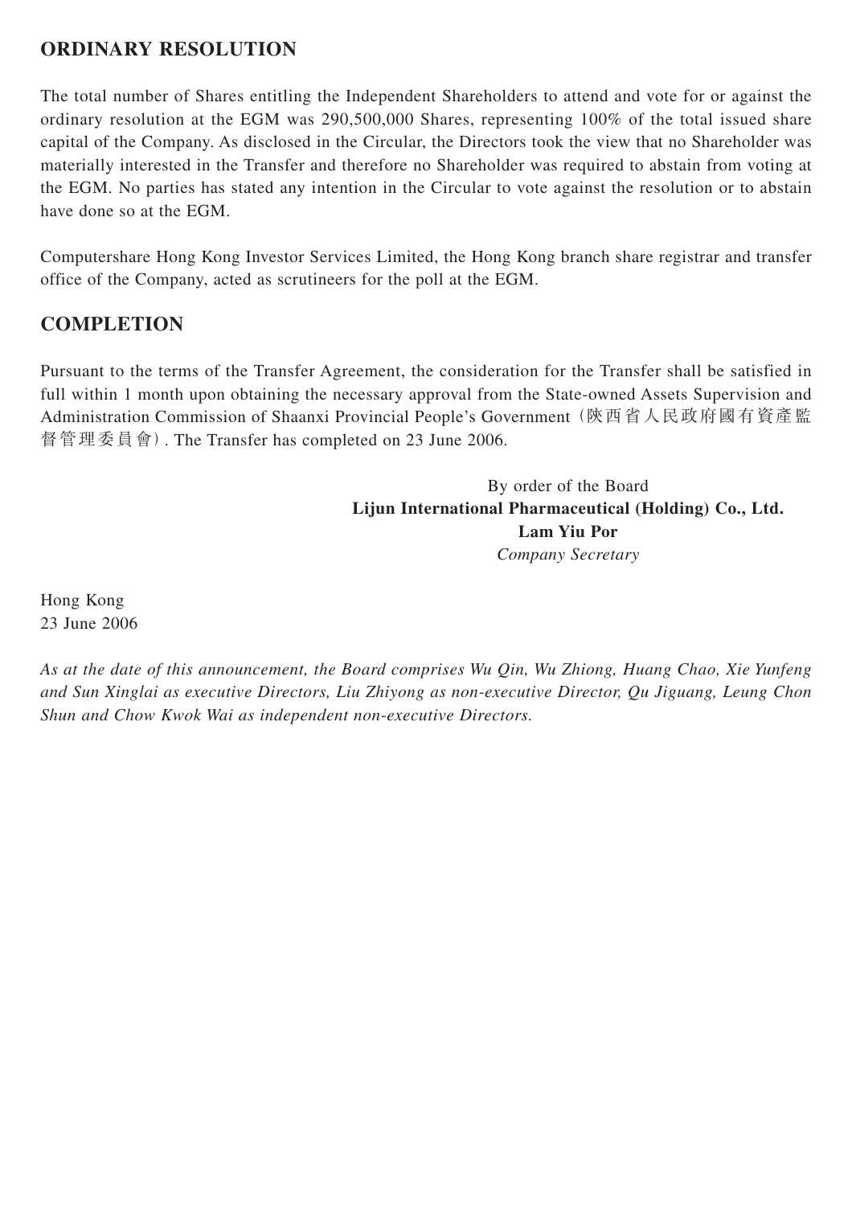## ORDINARY RESOLUTION

The total number of Shares entitling the Independent Shareholders to attend and vote for or against the ordinary resolution at the EGM was 290,500,000 Shares, representing 100% of the total issued share capital of the Company. As disclosed in the Circular, the Directors took the view that no Shareholder was materially interested in the Transfer and therefore no Shareholder was required to abstain from voting at the EGM. No parties has stated any intention in the Circular to vote against the resolution or to abstain have done so at the EGM.

Computershare Hong Kong Investor Services Limited, the Hong Kong branch share registrar and transfer office of the Company, acted as scrutineers for the poll at the EGM.

## COMPLETION

Pursuant to the terms of the Transfer Agreement, the consideration for the Transfer shall be satisfied in full within 1 month upon obtaining the necessary approval from the State-owned Assets Supervision and Administration Commission of Shaanxi Provincial People's Government (陝西省人民政府國有資產監督管理委員會). The Transfer has completed on 23 June 2006.

By order of the Board
**Lijun International Pharmaceutical (Holding) Co., Ltd.**
**Lam Yiu Por**
*Company Secretary*

Hong Kong
23 June 2006

*As at the date of this announcement, the Board comprises Wu Qin, Wu Zhiong, Huang Chao, Xie Yunfeng and Sun Xinglai as executive Directors, Liu Zhiyong as non-executive Director, Qu Jiguang, Leung Chon Shun and Chow Kwok Wai as independent non-executive Directors.*